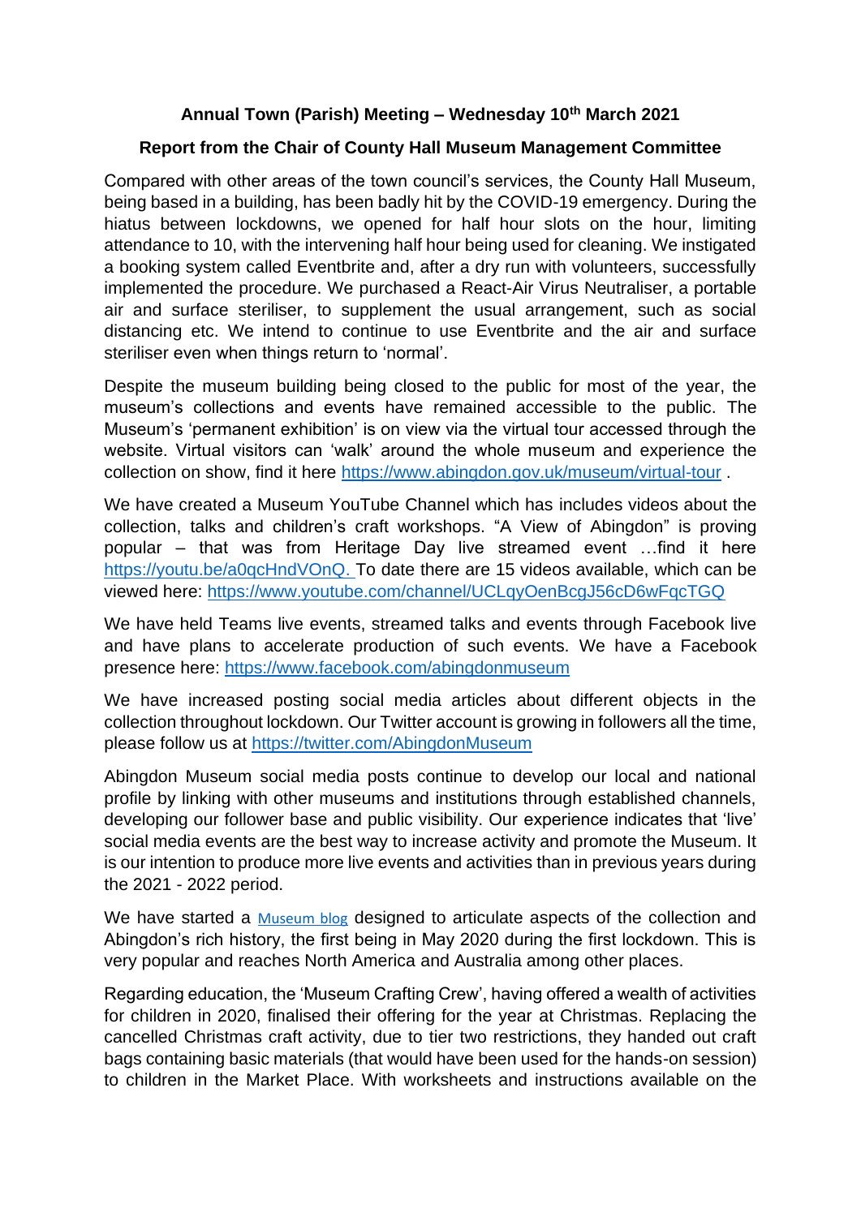**Annual Town (Parish) Meeting – Wednesday 10th March 2021**

**Report from the Chair of County Hall Museum Management Committee**

Compared with other areas of the town council's services, the County Hall Museum, being based in a building, has been badly hit by the COVID-19 emergency. During the hiatus between lockdowns, we opened for half hour slots on the hour, limiting attendance to 10, with the intervening half hour being used for cleaning. We instigated a booking system called Eventbrite and, after a dry run with volunteers, successfully implemented the procedure. We purchased a React-Air Virus Neutraliser, a portable air and surface steriliser, to supplement the usual arrangement, such as social distancing etc. We intend to continue to use Eventbrite and the air and surface steriliser even when things return to 'normal'.

Despite the museum building being closed to the public for most of the year, the museum's collections and events have remained accessible to the public. The Museum's 'permanent exhibition' is on view via the virtual tour accessed through the website. Virtual visitors can 'walk' around the whole museum and experience the collection on show, find it here https://www.abingdon.gov.uk/museum/virtual-tour .

We have created a Museum YouTube Channel which has includes videos about the collection, talks and children's craft workshops. "A View of Abingdon" is proving popular – that was from Heritage Day live streamed event …find it here https://youtu.be/a0qcHndVOnQ. To date there are 15 videos available, which can be viewed here: https://www.youtube.com/channel/UCLqyOenBcgJ56cD6wFqcTGQ

We have held Teams live events, streamed talks and events through Facebook live and have plans to accelerate production of such events. We have a Facebook presence here: https://www.facebook.com/abingdonmuseum

We have increased posting social media articles about different objects in the collection throughout lockdown. Our Twitter account is growing in followers all the time, please follow us at https://twitter.com/AbingdonMuseum

Abingdon Museum social media posts continue to develop our local and national profile by linking with other museums and institutions through established channels, developing our follower base and public visibility. Our experience indicates that 'live' social media events are the best way to increase activity and promote the Museum. It is our intention to produce more live events and activities than in previous years during the 2021 - 2022 period.

We have started a Museum blog designed to articulate aspects of the collection and Abingdon's rich history, the first being in May 2020 during the first lockdown. This is very popular and reaches North America and Australia among other places.

Regarding education, the 'Museum Crafting Crew', having offered a wealth of activities for children in 2020, finalised their offering for the year at Christmas. Replacing the cancelled Christmas craft activity, due to tier two restrictions, they handed out craft bags containing basic materials (that would have been used for the hands-on session) to children in the Market Place. With worksheets and instructions available on the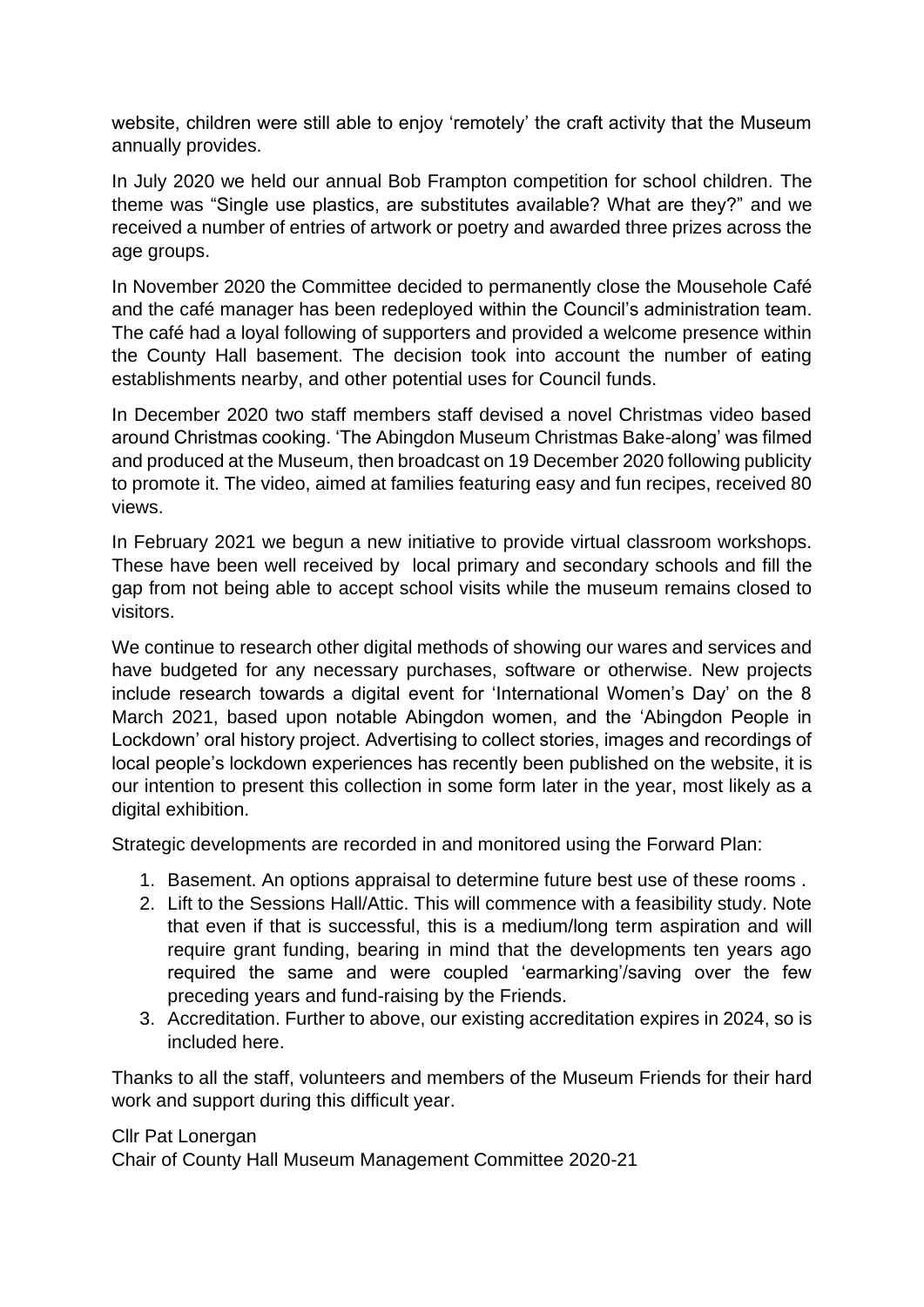website, children were still able to enjoy 'remotely' the craft activity that the Museum annually provides.

In July 2020 we held our annual Bob Frampton competition for school children. The theme was "Single use plastics, are substitutes available? What are they?" and we received a number of entries of artwork or poetry and awarded three prizes across the age groups.

In November 2020 the Committee decided to permanently close the Mousehole Café and the café manager has been redeployed within the Council's administration team. The café had a loyal following of supporters and provided a welcome presence within the County Hall basement. The decision took into account the number of eating establishments nearby, and other potential uses for Council funds.

In December 2020 two staff members staff devised a novel Christmas video based around Christmas cooking. 'The Abingdon Museum Christmas Bake-along' was filmed and produced at the Museum, then broadcast on 19 December 2020 following publicity to promote it. The video, aimed at families featuring easy and fun recipes, received 80 views.

In February 2021 we begun a new initiative to provide virtual classroom workshops. These have been well received by local primary and secondary schools and fill the gap from not being able to accept school visits while the museum remains closed to visitors.

We continue to research other digital methods of showing our wares and services and have budgeted for any necessary purchases, software or otherwise. New projects include research towards a digital event for 'International Women's Day' on the 8 March 2021, based upon notable Abingdon women, and the 'Abingdon People in Lockdown' oral history project. Advertising to collect stories, images and recordings of local people's lockdown experiences has recently been published on the website, it is our intention to present this collection in some form later in the year, most likely as a digital exhibition.

Strategic developments are recorded in and monitored using the Forward Plan:

1. Basement. An options appraisal to determine future best use of these rooms .
2. Lift to the Sessions Hall/Attic. This will commence with a feasibility study. Note that even if that is successful, this is a medium/long term aspiration and will require grant funding, bearing in mind that the developments ten years ago required the same and were coupled 'earmarking'/saving over the few preceding years and fund-raising by the Friends.
3. Accreditation. Further to above, our existing accreditation expires in 2024, so is included here.

Thanks to all the staff, volunteers and members of the Museum Friends for their hard work and support during this difficult year.

Cllr Pat Lonergan
Chair of County Hall Museum Management Committee 2020-21